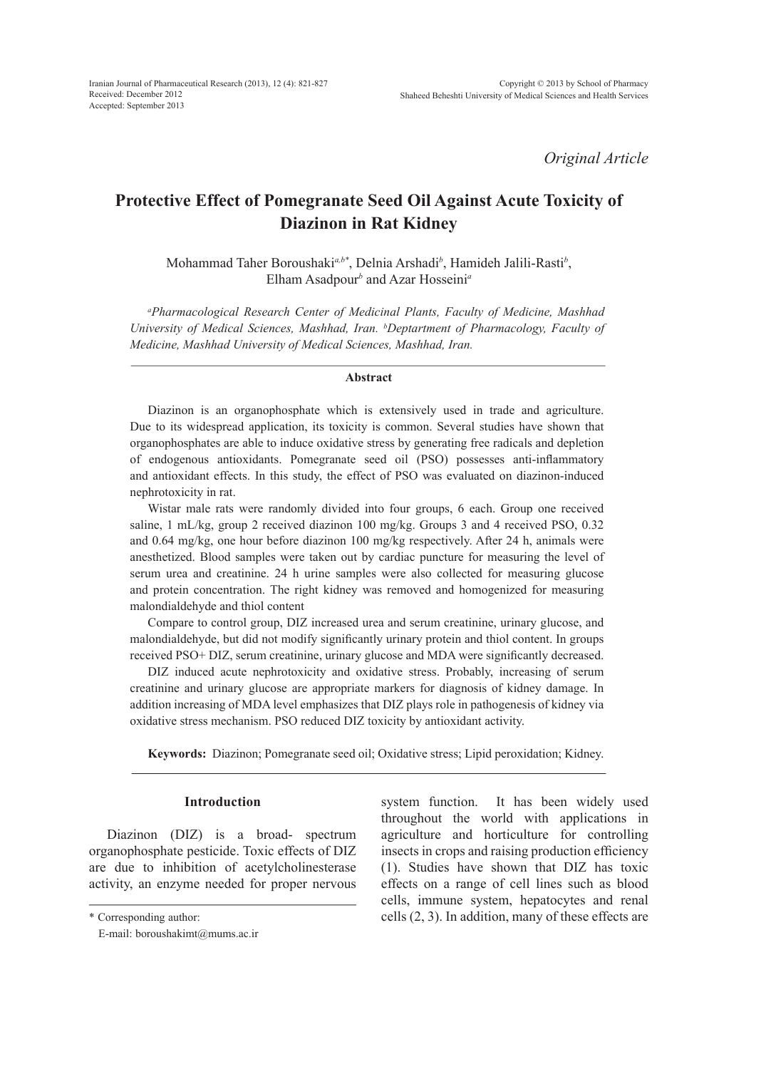*Original Article*

# Protective Effect of Pomegranate Seed Oil Against Acute Toxicity of Diazinon in Rat Kidney

Mohammad Taher Boroushaki[a,b*], Delnia Arshadi[b], Hamideh Jalili-Rasti[b], Elham Asadpour[b] and Azar Hosseini[a]

*[a]Pharmacological Research Center of Medicinal Plants, Faculty of Medicine, Mashhad University of Medical Sciences, Mashhad, Iran. [b]Deptartment of Pharmacology, Faculty of Medicine, Mashhad University of Medical Sciences, Mashhad, Iran.*

## Abstract

Diazinon is an organophosphate which is extensively used in trade and agriculture. Due to its widespread application, its toxicity is common. Several studies have shown that organophosphates are able to induce oxidative stress by generating free radicals and depletion of endogenous antioxidants. Pomegranate seed oil (PSO) possesses anti-inflammatory and antioxidant effects. In this study, the effect of PSO was evaluated on diazinon-induced nephrotoxicity in rat.

Wistar male rats were randomly divided into four groups, 6 each. Group one received saline, 1 mL/kg, group 2 received diazinon 100 mg/kg. Groups 3 and 4 received PSO, 0.32 and 0.64 mg/kg, one hour before diazinon 100 mg/kg respectively. After 24 h, animals were anesthetized. Blood samples were taken out by cardiac puncture for measuring the level of serum urea and creatinine. 24 h urine samples were also collected for measuring glucose and protein concentration. The right kidney was removed and homogenized for measuring malondialdehyde and thiol content

Compare to control group, DIZ increased urea and serum creatinine, urinary glucose, and malondialdehyde, but did not modify significantly urinary protein and thiol content. In groups received PSO+ DIZ, serum creatinine, urinary glucose and MDA were significantly decreased.

DIZ induced acute nephrotoxicity and oxidative stress. Probably, increasing of serum creatinine and urinary glucose are appropriate markers for diagnosis of kidney damage. In addition increasing of MDA level emphasizes that DIZ plays role in pathogenesis of kidney via oxidative stress mechanism. PSO reduced DIZ toxicity by antioxidant activity.

**Keywords:** Diazinon; Pomegranate seed oil; Oxidative stress; Lipid peroxidation; Kidney.

## Introduction

Diazinon (DIZ) is a broad- spectrum organophosphate pesticide. Toxic effects of DIZ are due to inhibition of acetylcholinesterase activity, an enzyme needed for proper nervous system function. It has been widely used throughout the world with applications in agriculture and horticulture for controlling insects in crops and raising production efficiency (1). Studies have shown that DIZ has toxic effects on a range of cell lines such as blood cells, immune system, hepatocytes and renal cells (2, 3). In addition, many of these effects are

\* Corresponding author:
E-mail: boroushakimt@mums.ac.ir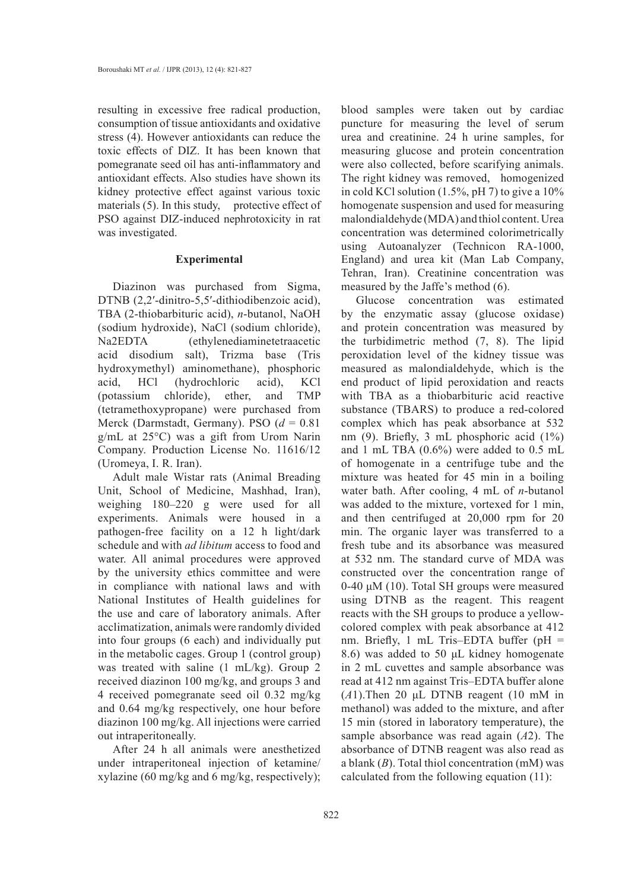resulting in excessive free radical production, consumption of tissue antioxidants and oxidative stress (4). However antioxidants can reduce the toxic effects of DIZ. It has been known that pomegranate seed oil has anti-inflammatory and antioxidant effects. Also studies have shown its kidney protective effect against various toxic materials (5). In this study, protective effect of PSO against DIZ-induced nephrotoxicity in rat was investigated.

## Experimental

Diazinon was purchased from Sigma, DTNB (2,2′-dinitro-5,5′-dithiodibenzoic acid), TBA (2-thiobarbituric acid), *n*-butanol, NaOH (sodium hydroxide), NaCl (sodium chloride), Na2EDTA (ethylenediaminetetraacetic acid disodium salt), Trizma base (Tris hydroxymethyl) aminomethane), phosphoric acid, HCl (hydrochloric acid), KCl (potassium chloride), ether, and TMP (tetramethoxypropane) were purchased from Merck (Darmstadt, Germany). PSO ($d$ = 0.81 g/mL at 25°C) was a gift from Urom Narin Company. Production License No. 11616/12 (Uromeya, I. R. Iran).

Adult male Wistar rats (Animal Breeding Unit, School of Medicine, Mashhad, Iran), weighing 180–220 g were used for all experiments. Animals were housed in a pathogen-free facility on a 12 h light/dark schedule and with *ad libitum* access to food and water. All animal procedures were approved by the university ethics committee and were in compliance with national laws and with National Institutes of Health guidelines for the use and care of laboratory animals. After acclimatization, animals were randomly divided into four groups (6 each) and individually put in the metabolic cages. Group 1 (control group) was treated with saline (1 mL/kg). Group 2 received diazinon 100 mg/kg, and groups 3 and 4 received pomegranate seed oil 0.32 mg/kg and 0.64 mg/kg respectively, one hour before diazinon 100 mg/kg. All injections were carried out intraperitoneally.

After 24 h all animals were anesthetized under intraperitoneal injection of ketamine/xylazine (60 mg/kg and 6 mg/kg, respectively); blood samples were taken out by cardiac puncture for measuring the level of serum urea and creatinine. 24 h urine samples, for measuring glucose and protein concentration were also collected, before scarifying animals. The right kidney was removed, homogenized in cold KCl solution (1.5%, pH 7) to give a 10% homogenate suspension and used for measuring malondialdehyde (MDA) and thiol content. Urea concentration was determined colorimetrically using Autoanalyzer (Technicon RA-1000, England) and urea kit (Man Lab Company, Tehran, Iran). Creatinine concentration was measured by the Jaffe's method (6).

Glucose concentration was estimated by the enzymatic assay (glucose oxidase) and protein concentration was measured by the turbidimetric method (7, 8). The lipid peroxidation level of the kidney tissue was measured as malondialdehyde, which is the end product of lipid peroxidation and reacts with TBA as a thiobarbituric acid reactive substance (TBARS) to produce a red-colored complex which has peak absorbance at 532 nm (9). Briefly, 3 mL phosphoric acid (1%) and 1 mL TBA (0.6%) were added to 0.5 mL of homogenate in a centrifuge tube and the mixture was heated for 45 min in a boiling water bath. After cooling, 4 mL of *n*-butanol was added to the mixture, vortexed for 1 min, and then centrifuged at 20,000 rpm for 20 min. The organic layer was transferred to a fresh tube and its absorbance was measured at 532 nm. The standard curve of MDA was constructed over the concentration range of 0-40 μM (10). Total SH groups were measured using DTNB as the reagent. This reagent reacts with the SH groups to produce a yellow-colored complex with peak absorbance at 412 nm. Briefly, 1 mL Tris–EDTA buffer (pH = 8.6) was added to 50 μL kidney homogenate in 2 mL cuvettes and sample absorbance was read at 412 nm against Tris–EDTA buffer alone ($A1$). Then 20 μL DTNB reagent (10 mM in methanol) was added to the mixture, and after 15 min (stored in laboratory temperature), the sample absorbance was read again ($A2$). The absorbance of DTNB reagent was also read as a blank ($B$). Total thiol concentration (mM) was calculated from the following equation (11):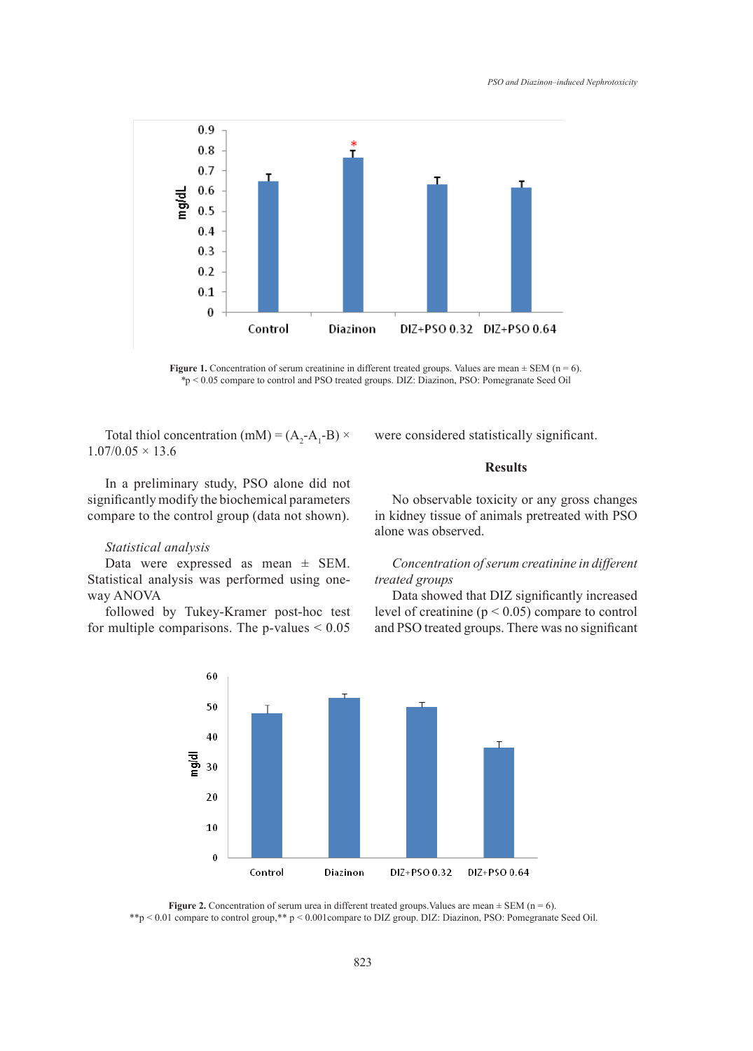Figure 1. Concentration of serum creatinine in different treated groups. Values are mean ± SEM (n = 6). *p < 0.05 compare to control and PSO treated groups. DIZ: Diazinon, PSO: Pomegranate Seed Oil

Total thiol concentration (mM) = $(A_2\text{-}A_1\text{-}B) \times 1.07/0.05 \times 13.6$

In a preliminary study, PSO alone did not significantly modify the biochemical parameters compare to the control group (data not shown).

*Statistical analysis*

Data were expressed as mean ± SEM. Statistical analysis was performed using one-way ANOVA followed by Tukey-Kramer post-hoc test for multiple comparisons. The p-values < 0.05 were considered statistically significant.

## Results

No observable toxicity or any gross changes in kidney tissue of animals pretreated with PSO alone was observed.

*Concentration of serum creatinine in different treated groups*

Data showed that DIZ significantly increased level of creatinine ($p < 0.05$) compare to control and PSO treated groups. There was no significant

Figure 2. Concentration of serum urea in different treated groups. Values are mean ± SEM (n = 6). **p < 0.01 compare to control group,** p < 0.001compare to DIZ group. DIZ: Diazinon, PSO: Pomegranate Seed Oil.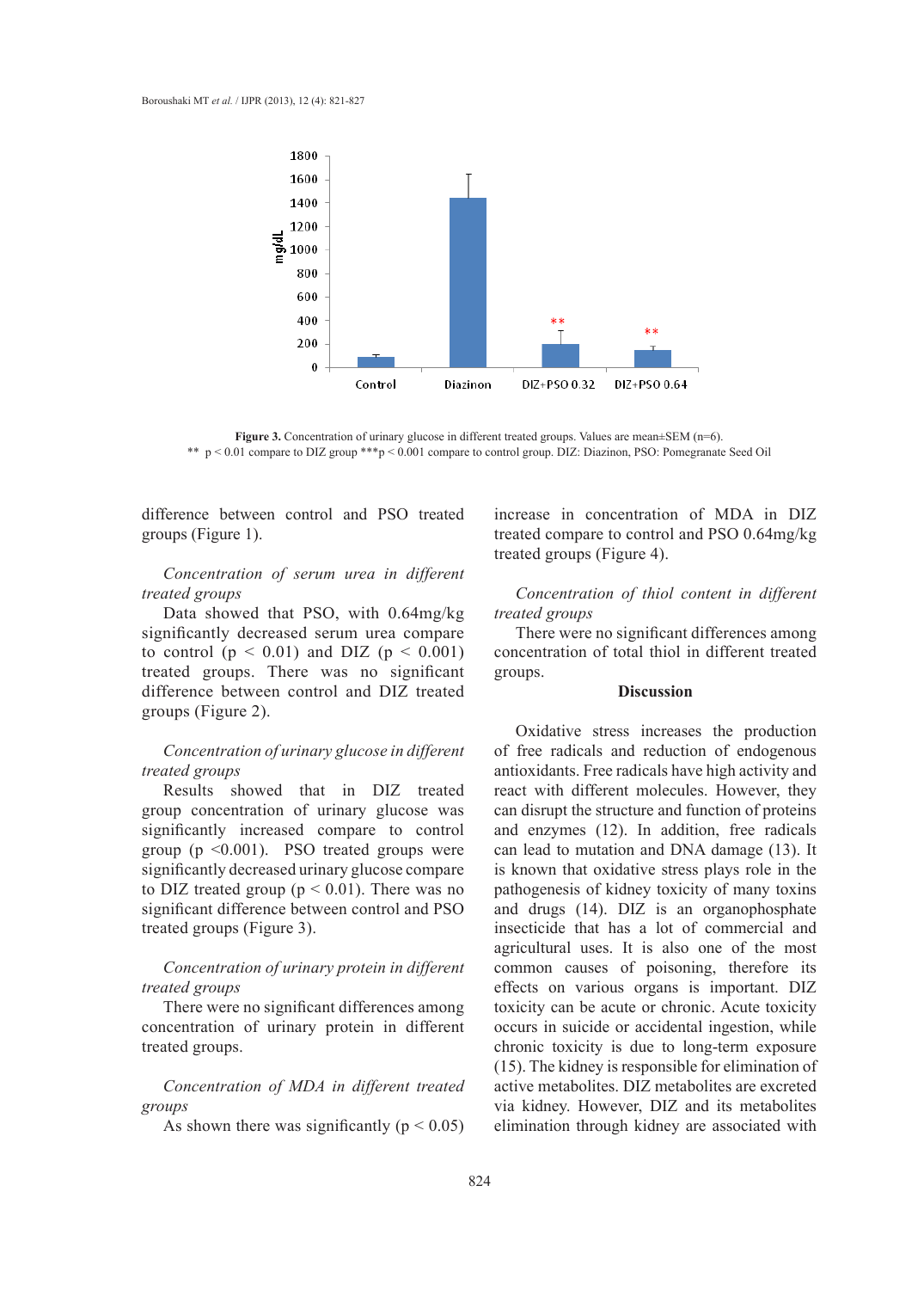**Figure 3.** Concentration of urinary glucose in different treated groups. Values are mean±SEM (n=6). ** $p < 0.01$ compare to DIZ group ***p < 0.001 compare to control group. DIZ: Diazinon, PSO: Pomegranate Seed Oil

difference between control and PSO treated groups (Figure 1).

*Concentration of serum urea in different treated groups*

Data showed that PSO, with 0.64mg/kg significantly decreased serum urea compare to control ($p < 0.01$) and DIZ ($p < 0.001$) treated groups. There was no significant difference between control and DIZ treated groups (Figure 2).

*Concentration of urinary glucose in different treated groups*

Results showed that in DIZ treated group concentration of urinary glucose was significantly increased compare to control group ($p <0.001$). PSO treated groups were significantly decreased urinary glucose compare to DIZ treated group ($p < 0.01$). There was no significant difference between control and PSO treated groups (Figure 3).

*Concentration of urinary protein in different treated groups*

There were no significant differences among concentration of urinary protein in different treated groups.

*Concentration of MDA in different treated groups*

As shown there was significantly ($p < 0.05$) increase in concentration of MDA in DIZ treated compare to control and PSO 0.64mg/kg treated groups (Figure 4).

*Concentration of thiol content in different treated groups*

There were no significant differences among concentration of total thiol in different treated groups.

## Discussion

Oxidative stress increases the production of free radicals and reduction of endogenous antioxidants. Free radicals have high activity and react with different molecules. However, they can disrupt the structure and function of proteins and enzymes (12). In addition, free radicals can lead to mutation and DNA damage (13). It is known that oxidative stress plays role in the pathogenesis of kidney toxicity of many toxins and drugs (14). DIZ is an organophosphate insecticide that has a lot of commercial and agricultural uses. It is also one of the most common causes of poisoning, therefore its effects on various organs is important. DIZ toxicity can be acute or chronic. Acute toxicity occurs in suicide or accidental ingestion, while chronic toxicity is due to long-term exposure (15). The kidney is responsible for elimination of active metabolites. DIZ metabolites are excreted via kidney. However, DIZ and its metabolites elimination through kidney are associated with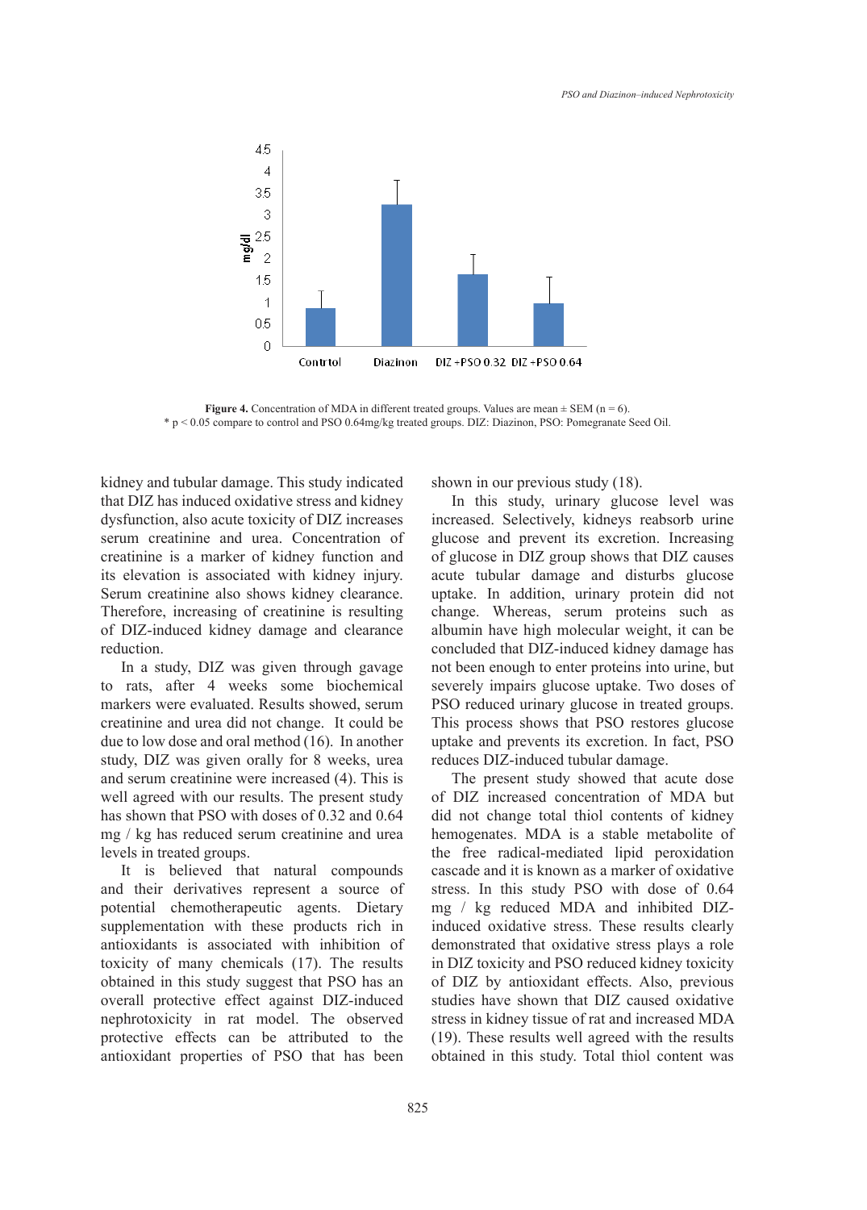Figure 4. Concentration of MDA in different treated groups. Values are mean ± SEM (n = 6).
* p < 0.05 compare to control and PSO 0.64mg/kg treated groups. DIZ: Diazinon, PSO: Pomegranate Seed Oil.

kidney and tubular damage. This study indicated that DIZ has induced oxidative stress and kidney dysfunction, also acute toxicity of DIZ increases serum creatinine and urea. Concentration of creatinine is a marker of kidney function and its elevation is associated with kidney injury. Serum creatinine also shows kidney clearance. Therefore, increasing of creatinine is resulting of DIZ-induced kidney damage and clearance reduction.

In a study, DIZ was given through gavage to rats, after 4 weeks some biochemical markers were evaluated. Results showed, serum creatinine and urea did not change. It could be due to low dose and oral method (16). In another study, DIZ was given orally for 8 weeks, urea and serum creatinine were increased (4). This is well agreed with our results. The present study has shown that PSO with doses of 0.32 and 0.64 mg / kg has reduced serum creatinine and urea levels in treated groups.

It is believed that natural compounds and their derivatives represent a source of potential chemotherapeutic agents. Dietary supplementation with these products rich in antioxidants is associated with inhibition of toxicity of many chemicals (17). The results obtained in this study suggest that PSO has an overall protective effect against DIZ-induced nephrotoxicity in rat model. The observed protective effects can be attributed to the antioxidant properties of PSO that has been shown in our previous study (18).

In this study, urinary glucose level was increased. Selectively, kidneys reabsorb urine glucose and prevent its excretion. Increasing of glucose in DIZ group shows that DIZ causes acute tubular damage and disturbs glucose uptake. In addition, urinary protein did not change. Whereas, serum proteins such as albumin have high molecular weight, it can be concluded that DIZ-induced kidney damage has not been enough to enter proteins into urine, but severely impairs glucose uptake. Two doses of PSO reduced urinary glucose in treated groups. This process shows that PSO restores glucose uptake and prevents its excretion. In fact, PSO reduces DIZ-induced tubular damage.

The present study showed that acute dose of DIZ increased concentration of MDA but did not change total thiol contents of kidney hemogenates. MDA is a stable metabolite of the free radical-mediated lipid peroxidation cascade and it is known as a marker of oxidative stress. In this study PSO with dose of 0.64 mg / kg reduced MDA and inhibited DIZ-induced oxidative stress. These results clearly demonstrated that oxidative stress plays a role in DIZ toxicity and PSO reduced kidney toxicity of DIZ by antioxidant effects. Also, previous studies have shown that DIZ caused oxidative stress in kidney tissue of rat and increased MDA (19). These results well agreed with the results obtained in this study. Total thiol content was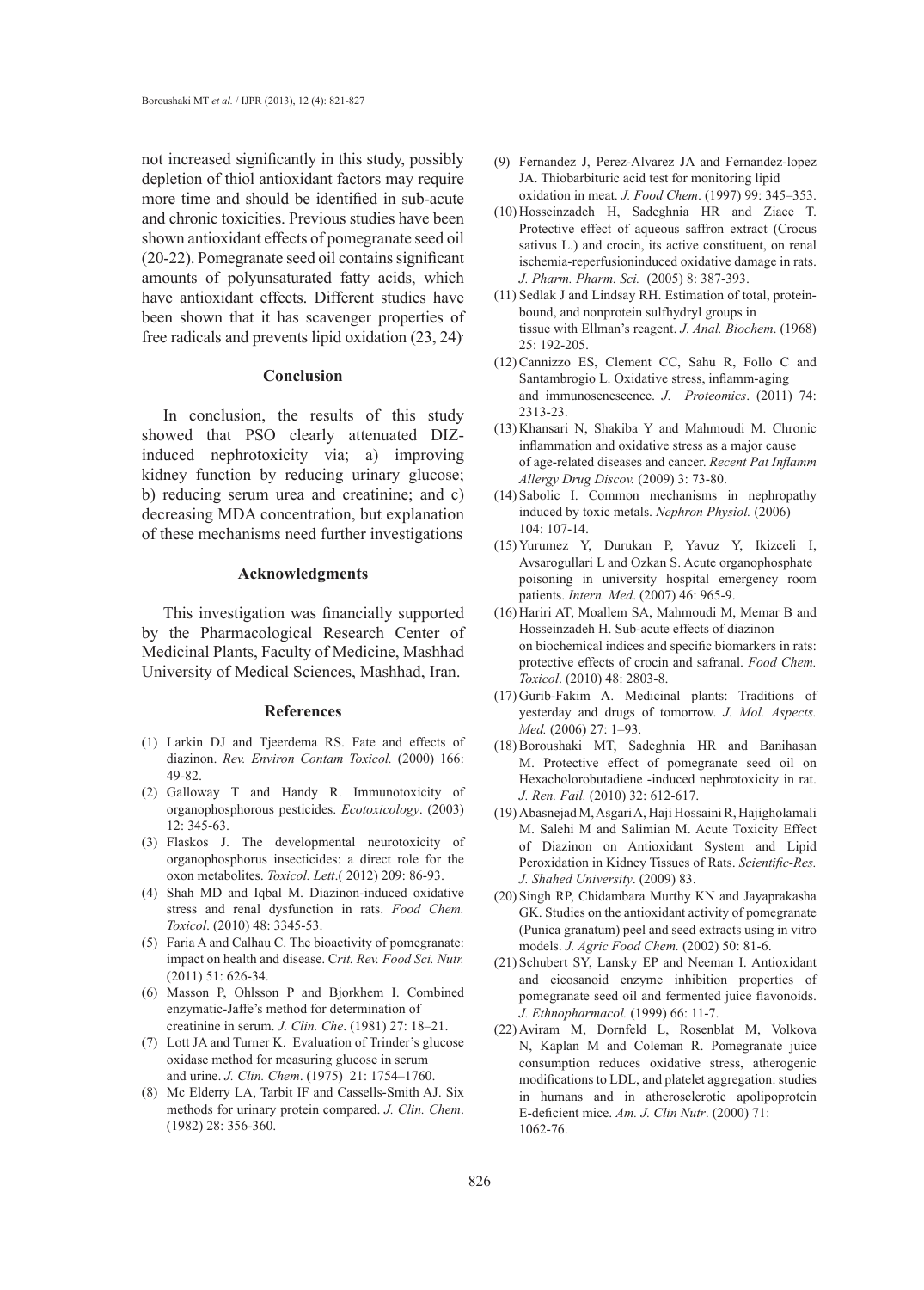not increased significantly in this study, possibly depletion of thiol antioxidant factors may require more time and should be identified in sub-acute and chronic toxicities. Previous studies have been shown antioxidant effects of pomegranate seed oil (20-22). Pomegranate seed oil contains significant amounts of polyunsaturated fatty acids, which have antioxidant effects. Different studies have been shown that it has scavenger properties of free radicals and prevents lipid oxidation (23, 24).

## Conclusion

In conclusion, the results of this study showed that PSO clearly attenuated DIZ-induced nephrotoxicity via; a) improving kidney function by reducing urinary glucose; b) reducing serum urea and creatinine; and c) decreasing MDA concentration, but explanation of these mechanisms need further investigations

## Acknowledgments

This investigation was financially supported by the Pharmacological Research Center of Medicinal Plants, Faculty of Medicine, Mashhad University of Medical Sciences, Mashhad, Iran.

## References

(1) Larkin DJ and Tjeerdema RS. Fate and effects of diazinon. *Rev. Environ Contam Toxicol.* (2000) 166: 49-82.

(2) Galloway T and Handy R. Immunotoxicity of organophosphorous pesticides. *Ecotoxicology*. (2003) 12: 345-63.

(3) Flaskos J. The developmental neurotoxicity of organophosphorus insecticides: a direct role for the oxon metabolites. *Toxicol. Lett*.( 2012) 209: 86-93.

(4) Shah MD and Iqbal M. Diazinon-induced oxidative stress and renal dysfunction in rats. *Food Chem. Toxicol*. (2010) 48: 3345-53.

(5) Faria A and Calhau C. The bioactivity of pomegranate: impact on health and disease. C*rit. Rev. Food Sci. Nutr.* (2011) 51: 626-34.

(6) Masson P, Ohlsson P and Bjorkhem I. Combined enzymatic-Jaffe's method for determination of creatinine in serum. *J. Clin. Che*. (1981) 27: 18–21.

(7) Lott JA and Turner K. Evaluation of Trinder's glucose oxidase method for measuring glucose in serum and urine. *J. Clin. Chem*. (1975) 21: 1754–1760.

(8) Mc Elderry LA, Tarbit IF and Cassells-Smith AJ. Six methods for urinary protein compared. *J. Clin. Chem*. (1982) 28: 356-360.

(9) Fernandez J, Perez-Alvarez JA and Fernandez-lopez JA. Thiobarbituric acid test for monitoring lipid oxidation in meat. *J. Food Chem*. (1997) 99: 345–353.

(10) Hosseinzadeh H, Sadeghnia HR and Ziaee T. Protective effect of aqueous saffron extract (Crocus sativus L.) and crocin, its active constituent, on renal ischemia-reperfusioninduced oxidative damage in rats. *J. Pharm. Pharm. Sci.* (2005) 8: 387-393.

(11) Sedlak J and Lindsay RH. Estimation of total, protein-bound, and nonprotein sulfhydryl groups in tissue with Ellman's reagent. *J. Anal. Biochem*. (1968) 25: 192-205.

(12) Cannizzo ES, Clement CC, Sahu R, Follo C and Santambrogio L. Oxidative stress, inflamm-aging and immunosenescence. *J. Proteomics*. (2011) 74: 2313-23.

(13) Khansari N, Shakiba Y and Mahmoudi M. Chronic inflammation and oxidative stress as a major cause of age-related diseases and cancer. *Recent Pat Inflamm Allergy Drug Discov.* (2009) 3: 73-80.

(14) Sabolic I. Common mechanisms in nephropathy induced by toxic metals. *Nephron Physiol.* (2006) 104: 107-14.

(15) Yurumez Y, Durukan P, Yavuz Y, Ikizceli I, Avsarogullari L and Ozkan S. Acute organophosphate poisoning in university hospital emergency room patients. *Intern. Med*. (2007) 46: 965-9.

(16) Hariri AT, Moallem SA, Mahmoudi M, Memar B and Hosseinzadeh H. Sub-acute effects of diazinon on biochemical indices and specific biomarkers in rats: protective effects of crocin and safranal. *Food Chem. Toxicol*. (2010) 48: 2803-8.

(17) Gurib-Fakim A. Medicinal plants: Traditions of yesterday and drugs of tomorrow. *J. Mol. Aspects. Med.* (2006) 27: 1–93.

(18) Boroushaki MT, Sadeghnia HR and Banihasan M. Protective effect of pomegranate seed oil on Hexacholorobutadiene -induced nephrotoxicity in rat. *J. Ren. Fail.* (2010) 32: 612-617.

(19) Abasnejad M, Asgari A, Haji Hossaini R, Hajigholamali M. Salehi M and Salimian M. Acute Toxicity Effect of Diazinon on Antioxidant System and Lipid Peroxidation in Kidney Tissues of Rats. *Scientific-Res. J. Shahed University*. (2009) 83.

(20) Singh RP, Chidambara Murthy KN and Jayaprakasha GK. Studies on the antioxidant activity of pomegranate (Punica granatum) peel and seed extracts using in vitro models. *J. Agric Food Chem.* (2002) 50: 81-6.

(21) Schubert SY, Lansky EP and Neeman I. Antioxidant and eicosanoid enzyme inhibition properties of pomegranate seed oil and fermented juice flavonoids. *J. Ethnopharmacol.* (1999) 66: 11-7.

(22) Aviram M, Dornfeld L, Rosenblat M, Volkova N, Kaplan M and Coleman R. Pomegranate juice consumption reduces oxidative stress, atherogenic modifications to LDL, and platelet aggregation: studies in humans and in atherosclerotic apolipoprotein E-deficient mice. *Am. J. Clin Nutr*. (2000) 71: 1062-76.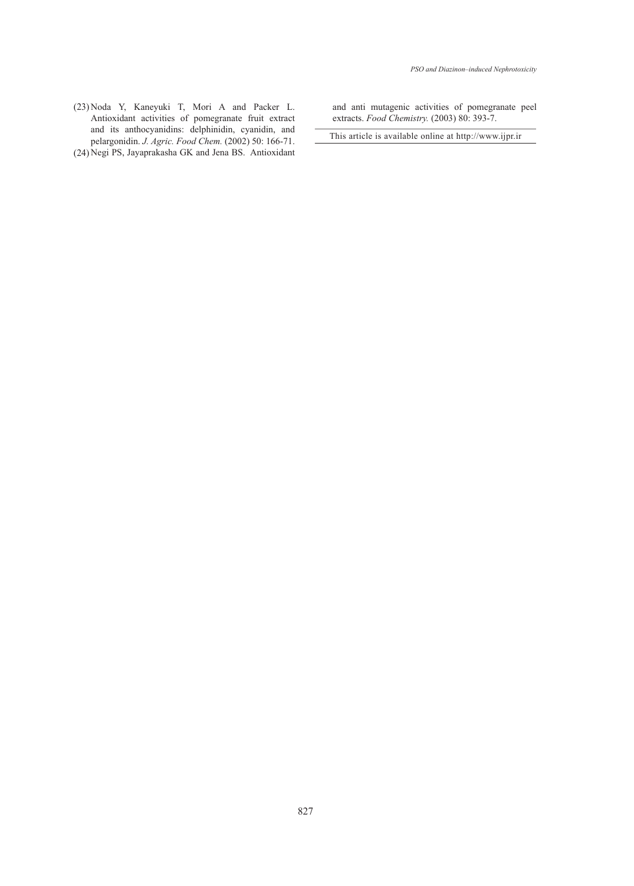(23) Noda Y, Kaneyuki T, Mori A and Packer L. Antioxidant activities of pomegranate fruit extract and its anthocyanidins: delphinidin, cyanidin, and pelargonidin. *J. Agric. Food Chem.* (2002) 50: 166-71.

(24) Negi PS, Jayaprakasha GK and Jena BS. Antioxidant and anti mutagenic activities of pomegranate peel extracts. *Food Chemistry.* (2003) 80: 393-7.

This article is available online at http://www.ijpr.ir